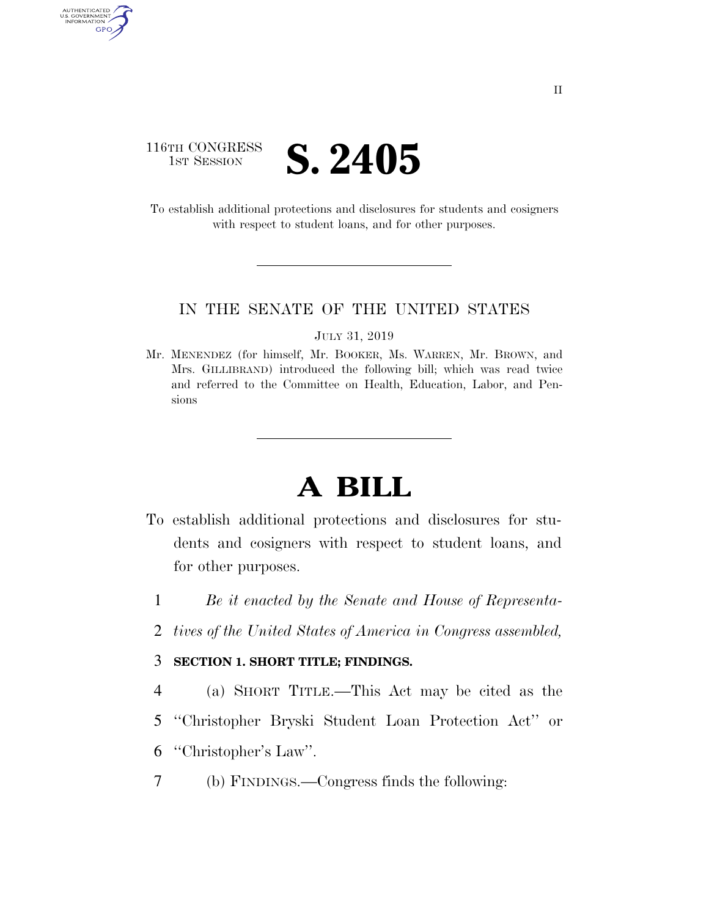116TH CONGRESS
1ST SESSION

# S. 2405

To establish additional protections and disclosures for students and cosigners with respect to student loans, and for other purposes.

---

IN THE SENATE OF THE UNITED STATES

JULY 31, 2019

Mr. MENENDEZ (for himself, Mr. BOOKER, Ms. WARREN, Mr. BROWN, and Mrs. GILLIBRAND) introduced the following bill; which was read twice and referred to the Committee on Health, Education, Labor, and Pensions

---

# A BILL

To establish additional protections and disclosures for students and cosigners with respect to student loans, and for other purposes.

1 *Be it enacted by the Senate and House of Representa-*
2 *tives of the United States of America in Congress assembled,*

3 **SECTION 1. SHORT TITLE; FINDINGS.**

4 (a) SHORT TITLE.—This Act may be cited as the
5 ''Christopher Bryski Student Loan Protection Act'' or
6 ''Christopher's Law''.

7 (b) FINDINGS.—Congress finds the following: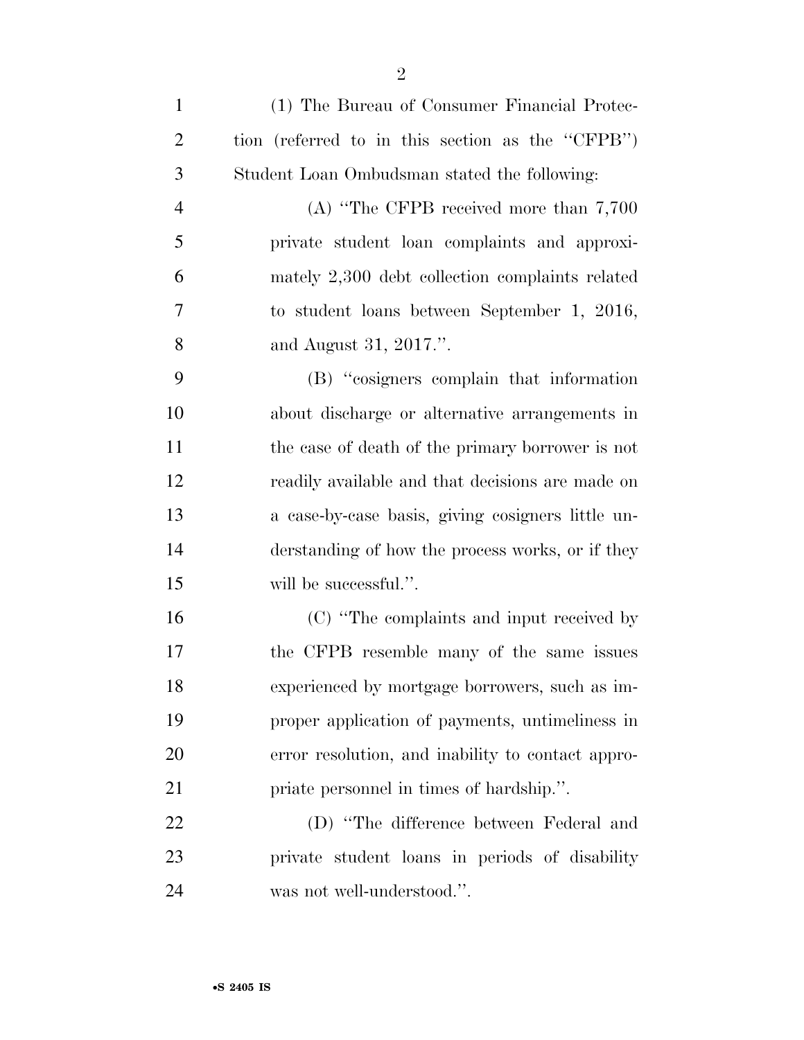(1) The Bureau of Consumer Financial Protection (referred to in this section as the "CFPB") Student Loan Ombudsman stated the following:

(A) "The CFPB received more than 7,700 private student loan complaints and approximately 2,300 debt collection complaints related to student loans between September 1, 2016, and August 31, 2017.".

(B) "cosigners complain that information about discharge or alternative arrangements in the case of death of the primary borrower is not readily available and that decisions are made on a case-by-case basis, giving cosigners little understanding of how the process works, or if they will be successful.".

(C) "The complaints and input received by the CFPB resemble many of the same issues experienced by mortgage borrowers, such as improper application of payments, untimeliness in error resolution, and inability to contact appropriate personnel in times of hardship.".

(D) "The difference between Federal and private student loans in periods of disability was not well-understood.".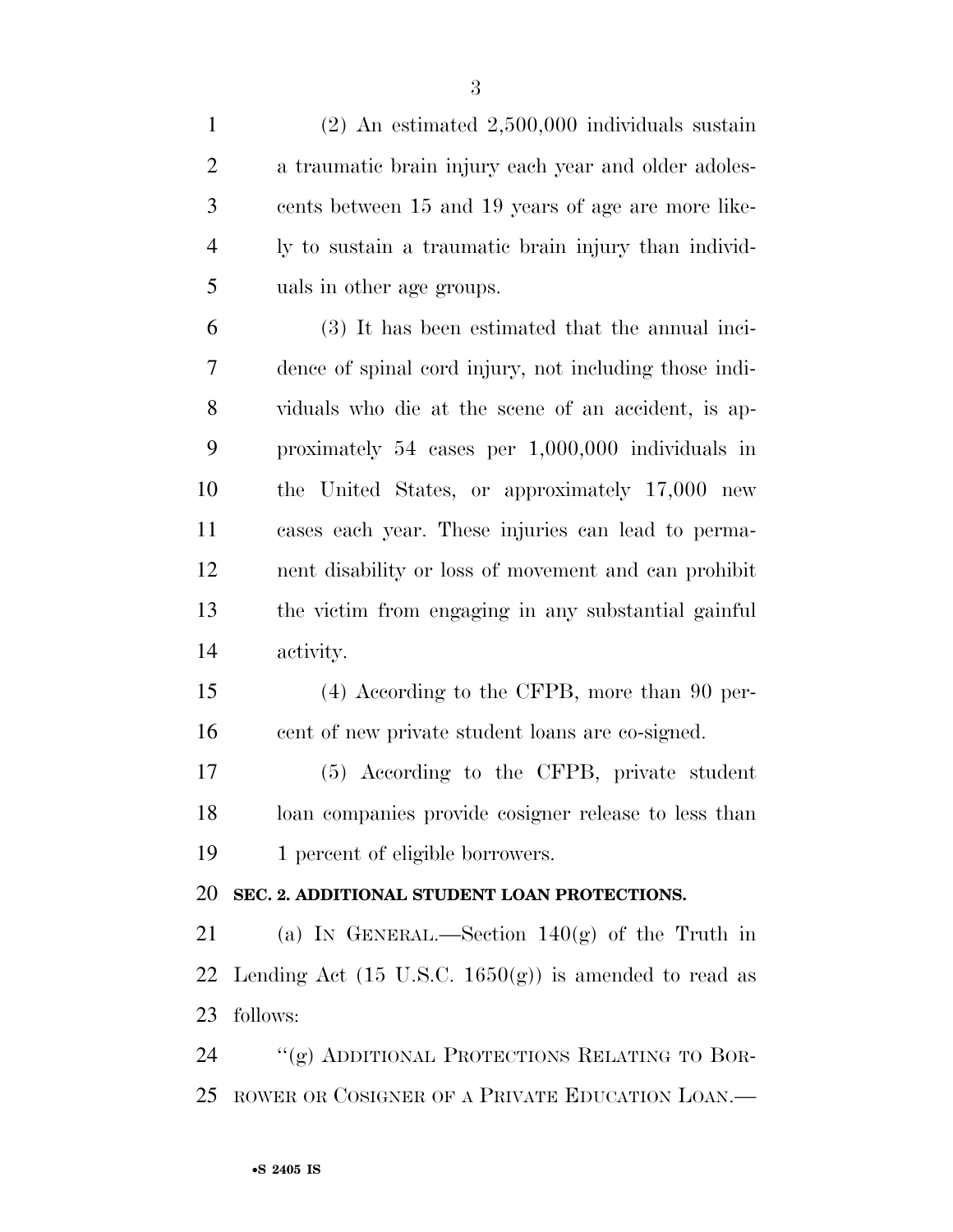(2) An estimated 2,500,000 individuals sustain a traumatic brain injury each year and older adolescents between 15 and 19 years of age are more likely to sustain a traumatic brain injury than individuals in other age groups.

(3) It has been estimated that the annual incidence of spinal cord injury, not including those individuals who die at the scene of an accident, is approximately 54 cases per 1,000,000 individuals in the United States, or approximately 17,000 new cases each year. These injuries can lead to permanent disability or loss of movement and can prohibit the victim from engaging in any substantial gainful activity.

(4) According to the CFPB, more than 90 percent of new private student loans are co-signed.

(5) According to the CFPB, private student loan companies provide cosigner release to less than 1 percent of eligible borrowers.

**SEC. 2. ADDITIONAL STUDENT LOAN PROTECTIONS.**

(a) IN GENERAL.—Section 140(g) of the Truth in Lending Act (15 U.S.C. 1650(g)) is amended to read as follows:

"(g) ADDITIONAL PROTECTIONS RELATING TO BORROWER OR COSIGNER OF A PRIVATE EDUCATION LOAN.—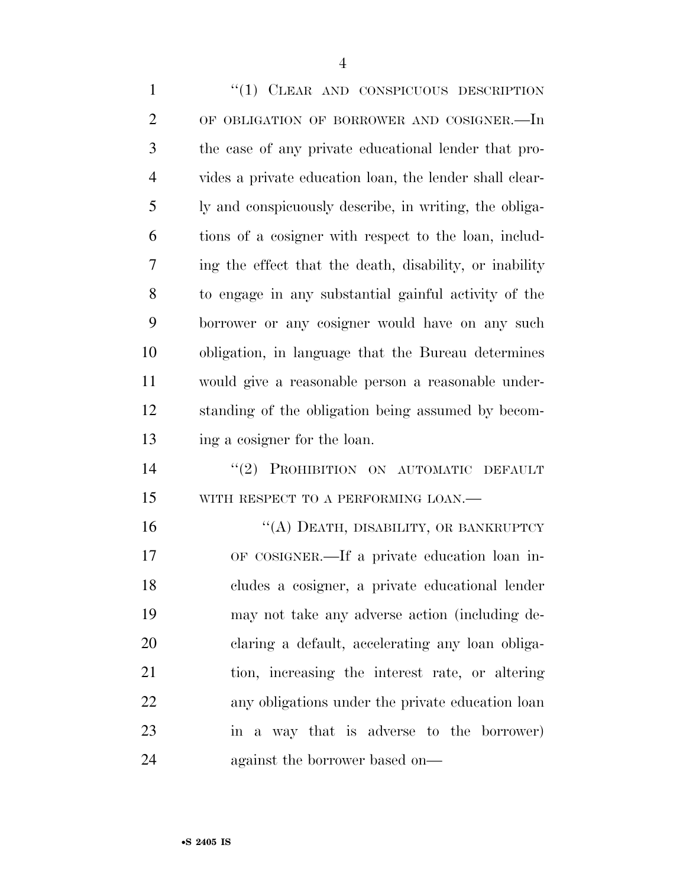"(1) CLEAR AND CONSPICUOUS DESCRIPTION OF OBLIGATION OF BORROWER AND COSIGNER.—In the case of any private educational lender that provides a private education loan, the lender shall clearly and conspicuously describe, in writing, the obligations of a cosigner with respect to the loan, including the effect that the death, disability, or inability to engage in any substantial gainful activity of the borrower or any cosigner would have on any such obligation, in language that the Bureau determines would give a reasonable person a reasonable understanding of the obligation being assumed by becoming a cosigner for the loan.

"(2) PROHIBITION ON AUTOMATIC DEFAULT WITH RESPECT TO A PERFORMING LOAN.—

"(A) DEATH, DISABILITY, OR BANKRUPTCY OF COSIGNER.—If a private education loan includes a cosigner, a private educational lender may not take any adverse action (including declaring a default, accelerating any loan obligation, increasing the interest rate, or altering any obligations under the private education loan in a way that is adverse to the borrower) against the borrower based on—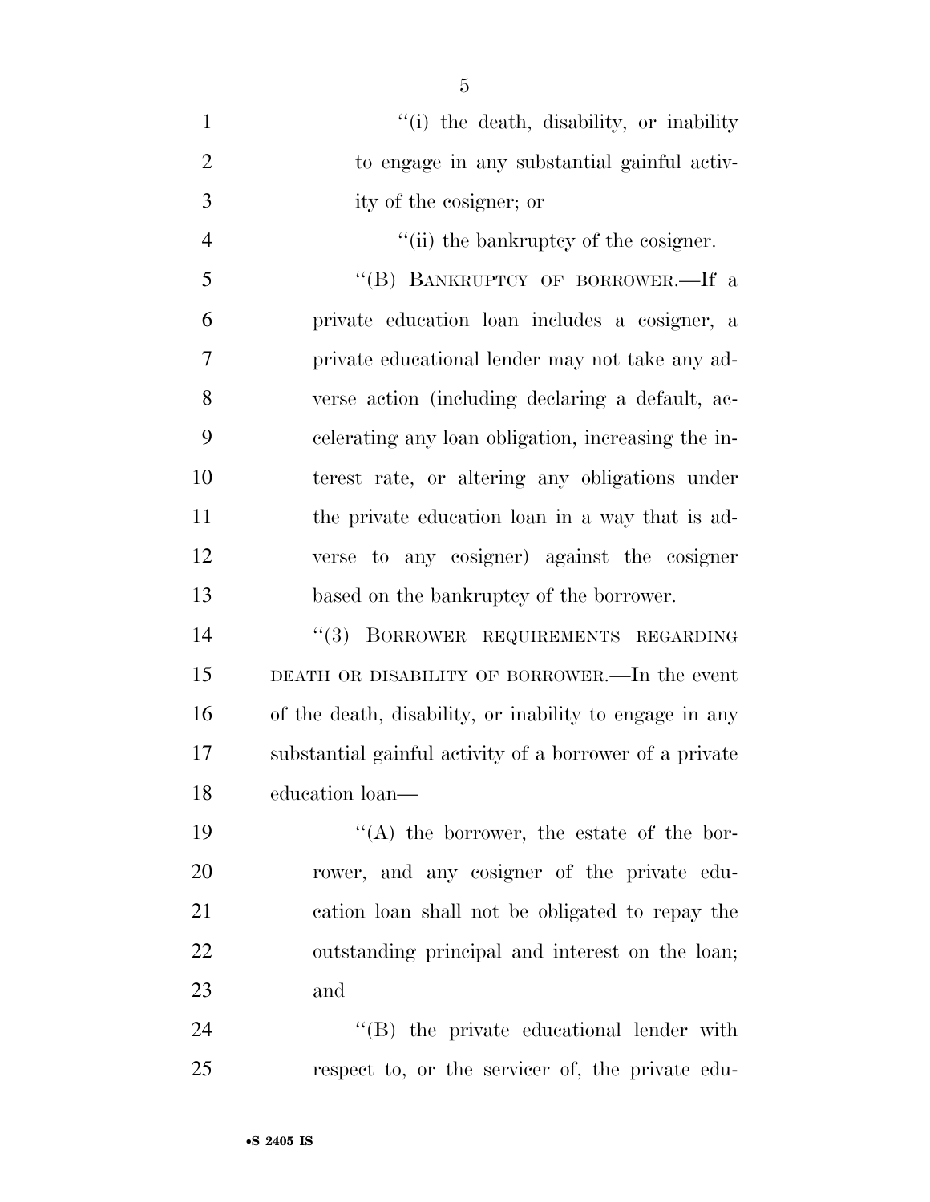"(i) the death, disability, or inability to engage in any substantial gainful activity of the cosigner; or

"(ii) the bankruptcy of the cosigner.

"(B) BANKRUPTCY OF BORROWER.—If a private education loan includes a cosigner, a private educational lender may not take any adverse action (including declaring a default, accelerating any loan obligation, increasing the interest rate, or altering any obligations under the private education loan in a way that is adverse to any cosigner) against the cosigner based on the bankruptcy of the borrower.

"(3) BORROWER REQUIREMENTS REGARDING DEATH OR DISABILITY OF BORROWER.—In the event of the death, disability, or inability to engage in any substantial gainful activity of a borrower of a private education loan—

"(A) the borrower, the estate of the borrower, and any cosigner of the private education loan shall not be obligated to repay the outstanding principal and interest on the loan; and

"(B) the private educational lender with respect to, or the servicer of, the private edu-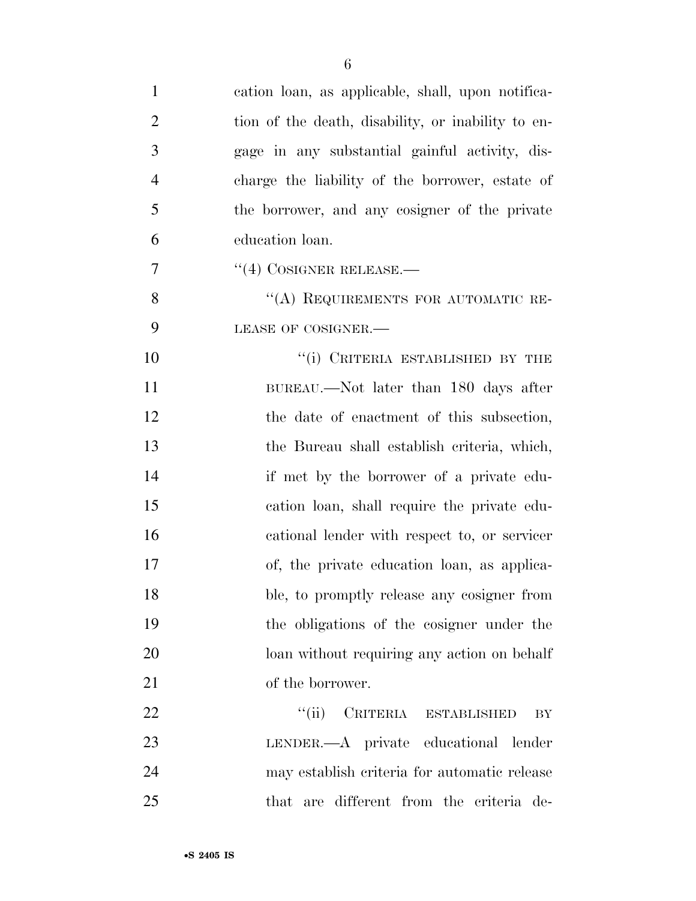cation loan, as applicable, shall, upon notification of the death, disability, or inability to engage in any substantial gainful activity, discharge the liability of the borrower, estate of the borrower, and any cosigner of the private education loan.

"(4) COSIGNER RELEASE.—

"(A) REQUIREMENTS FOR AUTOMATIC RELEASE OF COSIGNER.—

"(i) CRITERIA ESTABLISHED BY THE BUREAU.—Not later than 180 days after the date of enactment of this subsection, the Bureau shall establish criteria, which, if met by the borrower of a private education loan, shall require the private educational lender with respect to, or servicer of, the private education loan, as applicable, to promptly release any cosigner from the obligations of the cosigner under the loan without requiring any action on behalf of the borrower.

"(ii) CRITERIA ESTABLISHED BY LENDER.—A private educational lender may establish criteria for automatic release that are different from the criteria de-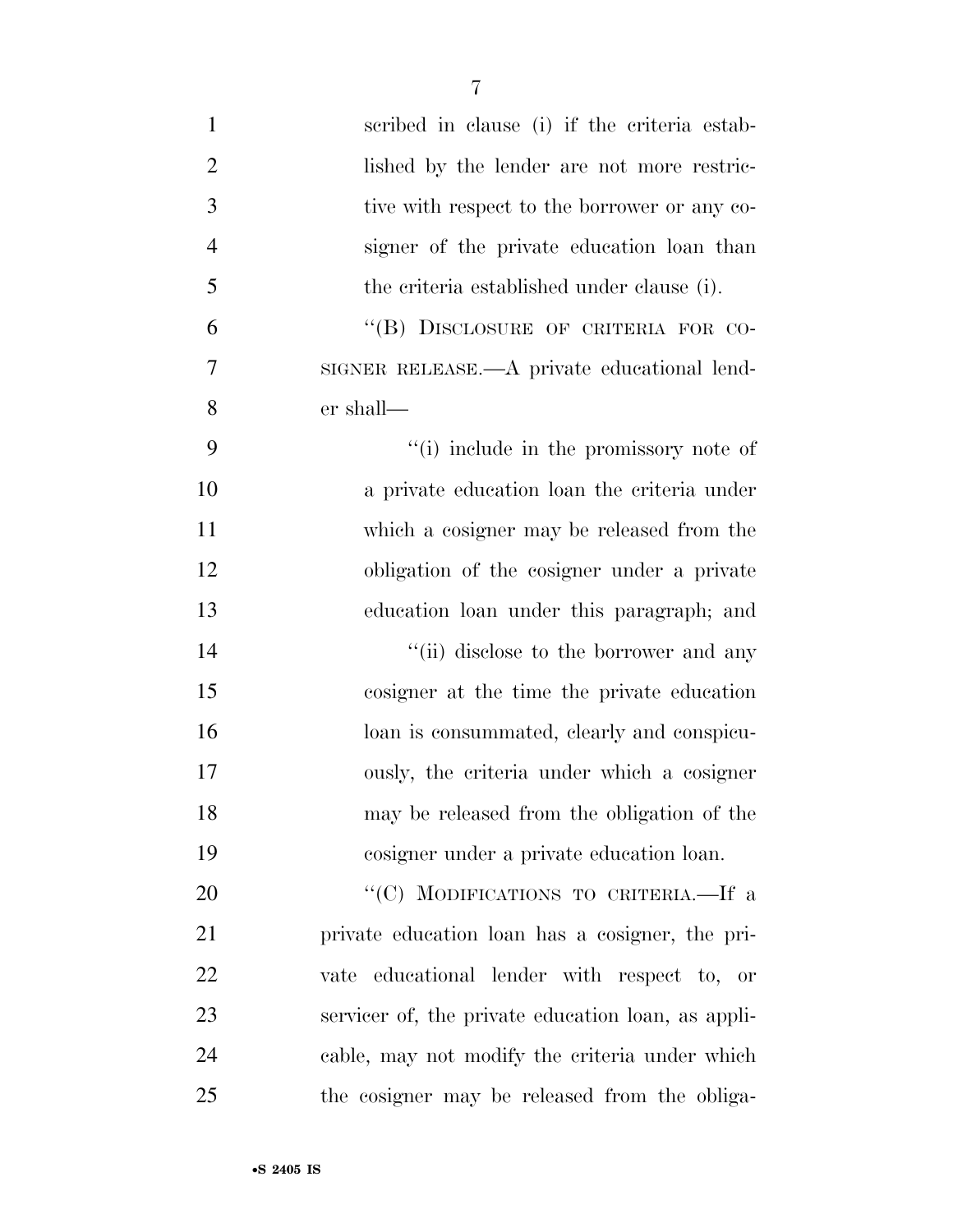scribed in clause (i) if the criteria established by the lender are not more restrictive with respect to the borrower or any cosigner of the private education loan than the criteria established under clause (i).

"(B) DISCLOSURE OF CRITERIA FOR COSIGNER RELEASE.—A private educational lender shall—

"(i) include in the promissory note of a private education loan the criteria under which a cosigner may be released from the obligation of the cosigner under a private education loan under this paragraph; and

"(ii) disclose to the borrower and any cosigner at the time the private education loan is consummated, clearly and conspicuously, the criteria under which a cosigner may be released from the obligation of the cosigner under a private education loan.

"(C) MODIFICATIONS TO CRITERIA.—If a private education loan has a cosigner, the private educational lender with respect to, or servicer of, the private education loan, as applicable, may not modify the criteria under which the cosigner may be released from the obliga-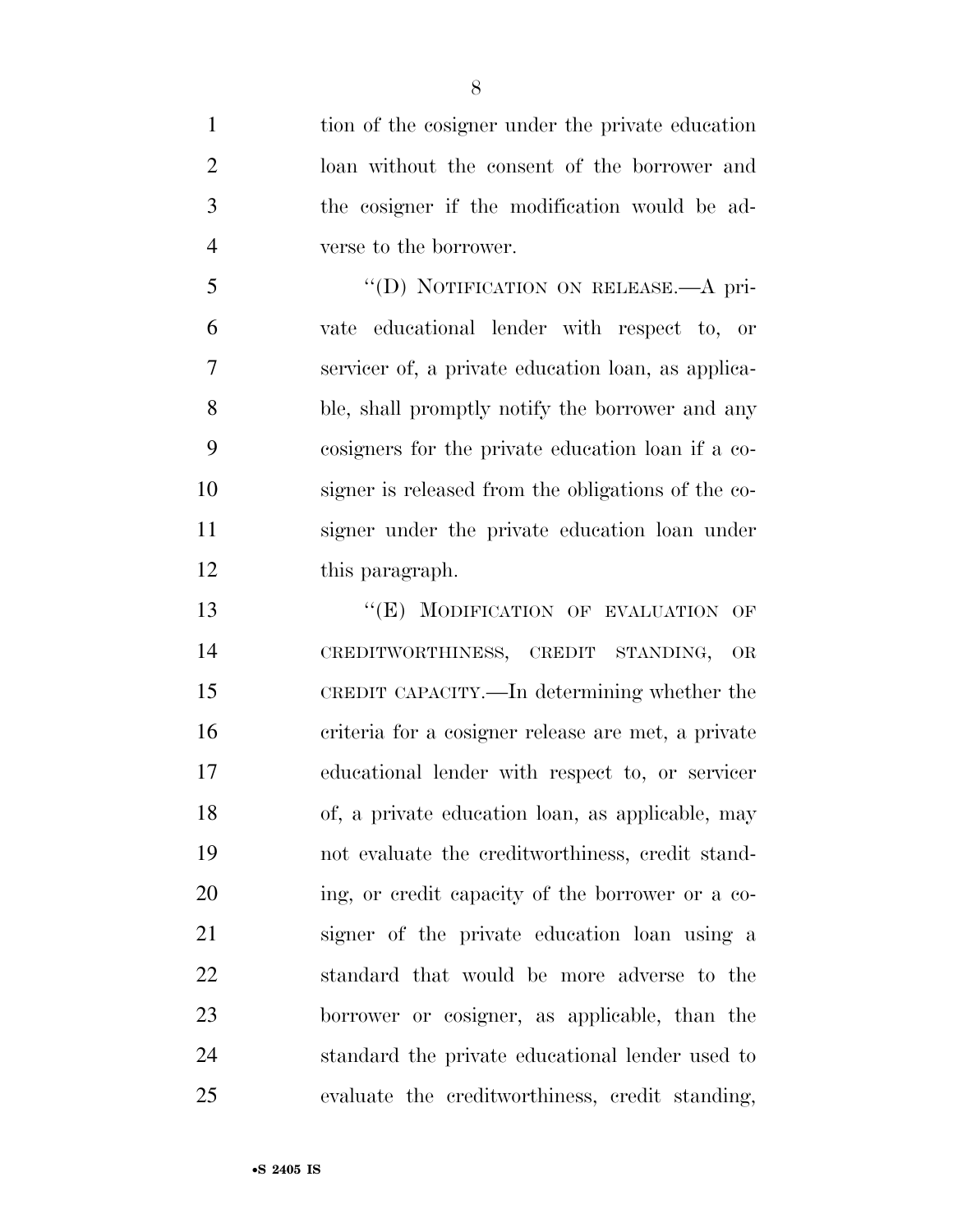tion of the cosigner under the private education loan without the consent of the borrower and the cosigner if the modification would be adverse to the borrower.

"(D) NOTIFICATION ON RELEASE.—A private educational lender with respect to, or servicer of, a private education loan, as applicable, shall promptly notify the borrower and any cosigners for the private education loan if a cosigner is released from the obligations of the cosigner under the private education loan under this paragraph.

"(E) MODIFICATION OF EVALUATION OF CREDITWORTHINESS, CREDIT STANDING, OR CREDIT CAPACITY.—In determining whether the criteria for a cosigner release are met, a private educational lender with respect to, or servicer of, a private education loan, as applicable, may not evaluate the creditworthiness, credit standing, or credit capacity of the borrower or a cosigner of the private education loan using a standard that would be more adverse to the borrower or cosigner, as applicable, than the standard the private educational lender used to evaluate the creditworthiness, credit standing,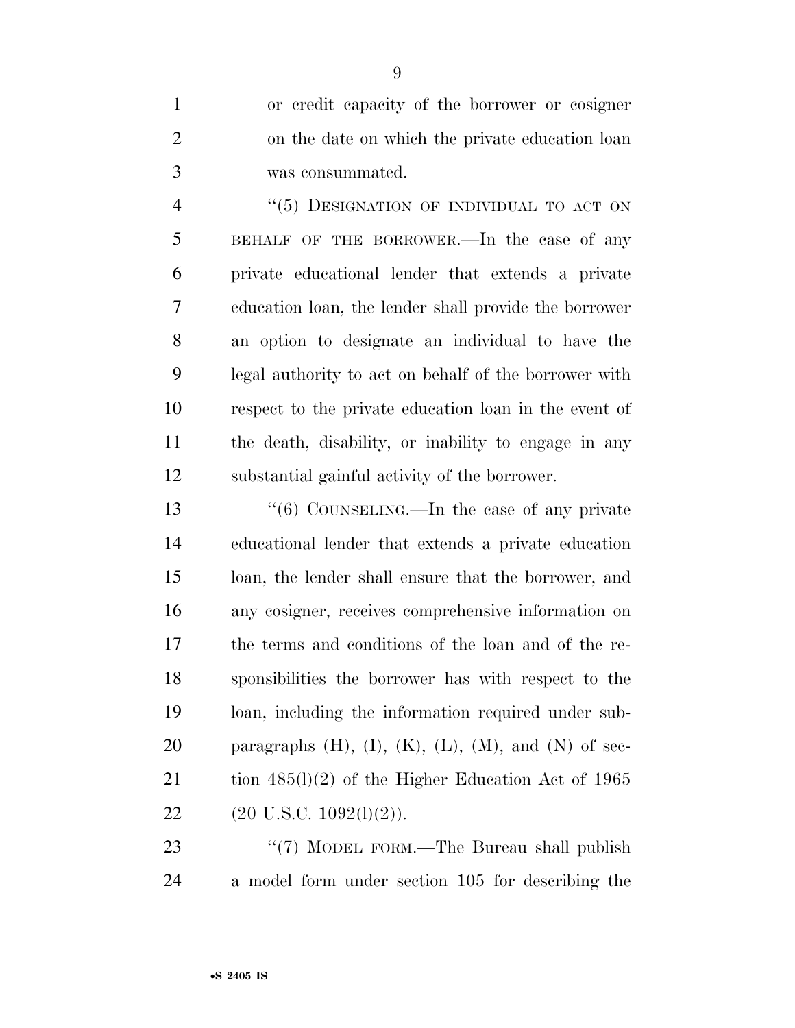or credit capacity of the borrower or cosigner on the date on which the private education loan was consummated.

"(5) DESIGNATION OF INDIVIDUAL TO ACT ON BEHALF OF THE BORROWER.—In the case of any private educational lender that extends a private education loan, the lender shall provide the borrower an option to designate an individual to have the legal authority to act on behalf of the borrower with respect to the private education loan in the event of the death, disability, or inability to engage in any substantial gainful activity of the borrower.

"(6) COUNSELING.—In the case of any private educational lender that extends a private education loan, the lender shall ensure that the borrower, and any cosigner, receives comprehensive information on the terms and conditions of the loan and of the responsibilities the borrower has with respect to the loan, including the information required under subparagraphs (H), (I), (K), (L), (M), and (N) of section 485(l)(2) of the Higher Education Act of 1965 (20 U.S.C. 1092(l)(2)).

"(7) MODEL FORM.—The Bureau shall publish a model form under section 105 for describing the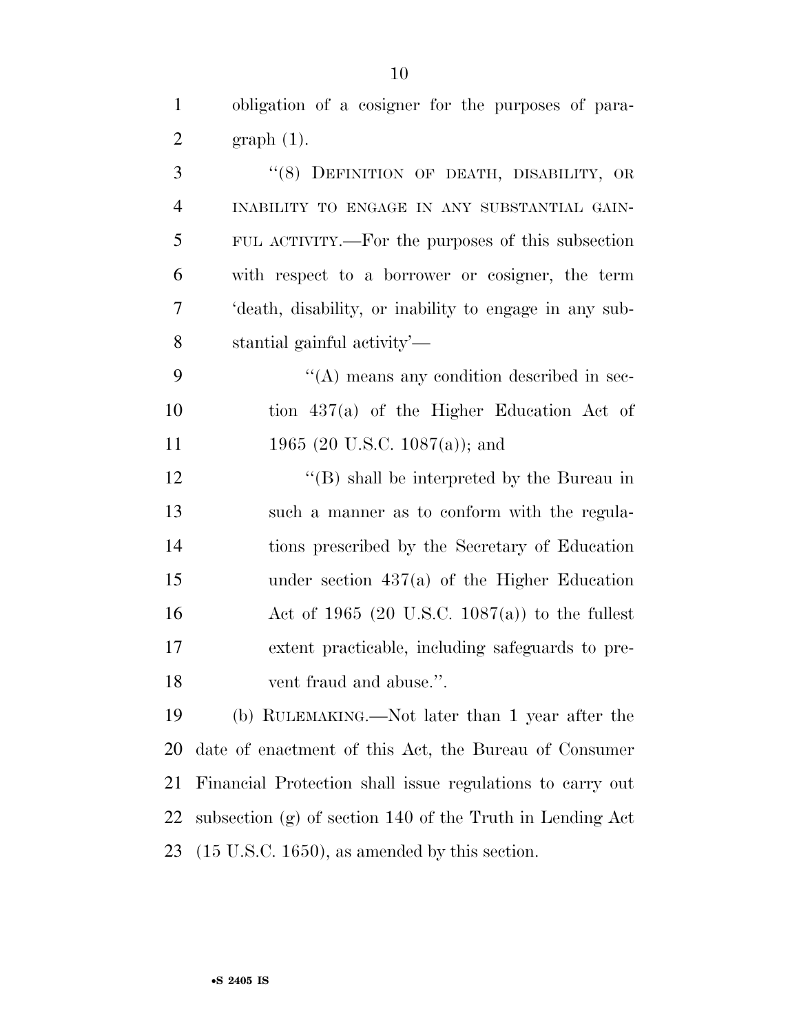obligation of a cosigner for the purposes of paragraph (1).

"(8) DEFINITION OF DEATH, DISABILITY, OR INABILITY TO ENGAGE IN ANY SUBSTANTIAL GAINFUL ACTIVITY.—For the purposes of this subsection with respect to a borrower or cosigner, the term 'death, disability, or inability to engage in any substantial gainful activity'—

"(A) means any condition described in section 437(a) of the Higher Education Act of 1965 (20 U.S.C. 1087(a)); and

"(B) shall be interpreted by the Bureau in such a manner as to conform with the regulations prescribed by the Secretary of Education under section 437(a) of the Higher Education Act of 1965 (20 U.S.C. 1087(a)) to the fullest extent practicable, including safeguards to prevent fraud and abuse.".

(b) RULEMAKING.—Not later than 1 year after the date of enactment of this Act, the Bureau of Consumer Financial Protection shall issue regulations to carry out subsection (g) of section 140 of the Truth in Lending Act (15 U.S.C. 1650), as amended by this section.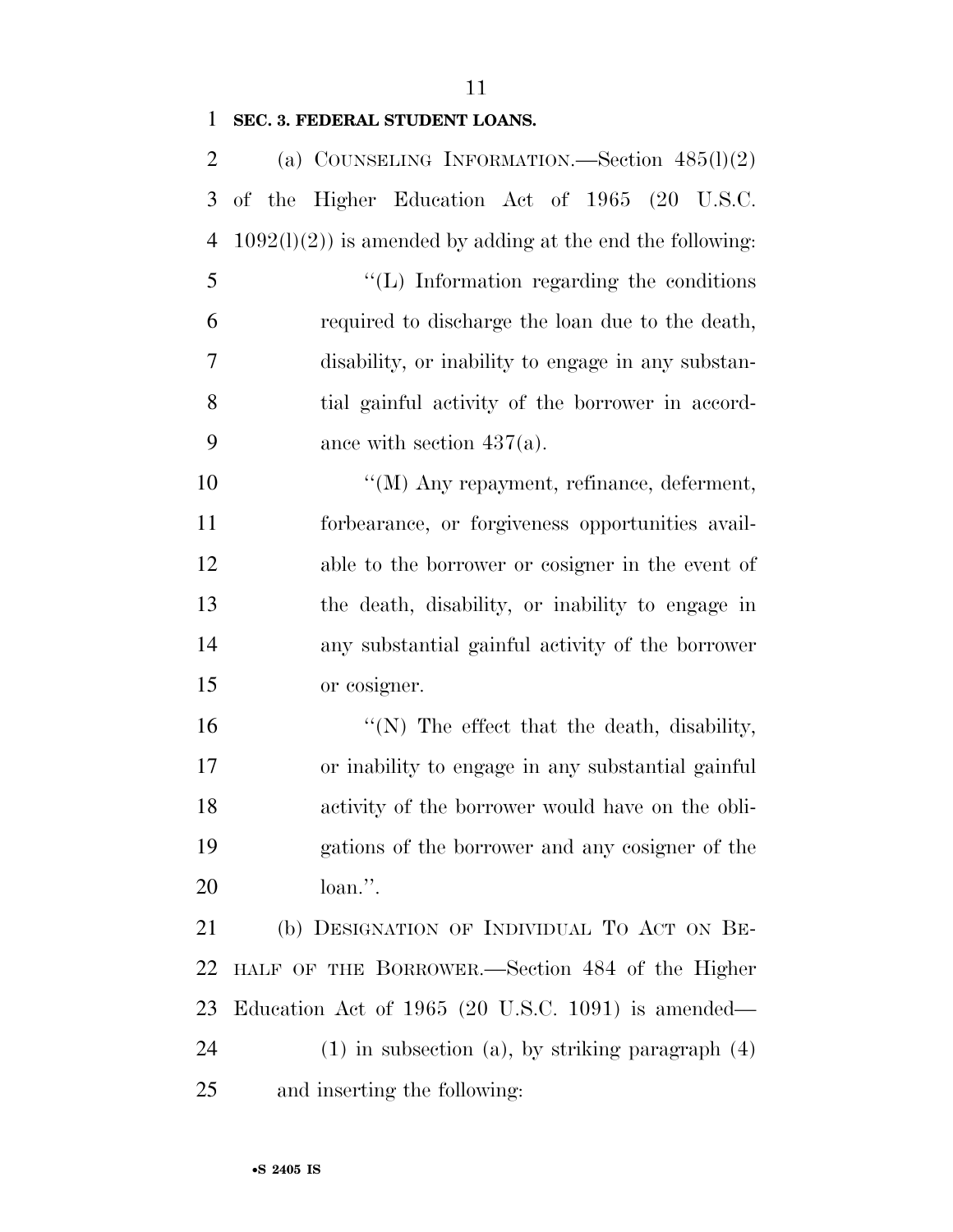**SEC. 3. FEDERAL STUDENT LOANS.**

(a) COUNSELING INFORMATION.—Section 485(l)(2) of the Higher Education Act of 1965 (20 U.S.C. 1092(l)(2)) is amended by adding at the end the following:

> ''(L) Information regarding the conditions required to discharge the loan due to the death, disability, or inability to engage in any substantial gainful activity of the borrower in accordance with section 437(a).
>
> ''(M) Any repayment, refinance, deferment, forbearance, or forgiveness opportunities available to the borrower or cosigner in the event of the death, disability, or inability to engage in any substantial gainful activity of the borrower or cosigner.
>
> ''(N) The effect that the death, disability, or inability to engage in any substantial gainful activity of the borrower would have on the obligations of the borrower and any cosigner of the loan.''.

(b) DESIGNATION OF INDIVIDUAL TO ACT ON BEHALF OF THE BORROWER.—Section 484 of the Higher Education Act of 1965 (20 U.S.C. 1091) is amended—

(1) in subsection (a), by striking paragraph (4) and inserting the following: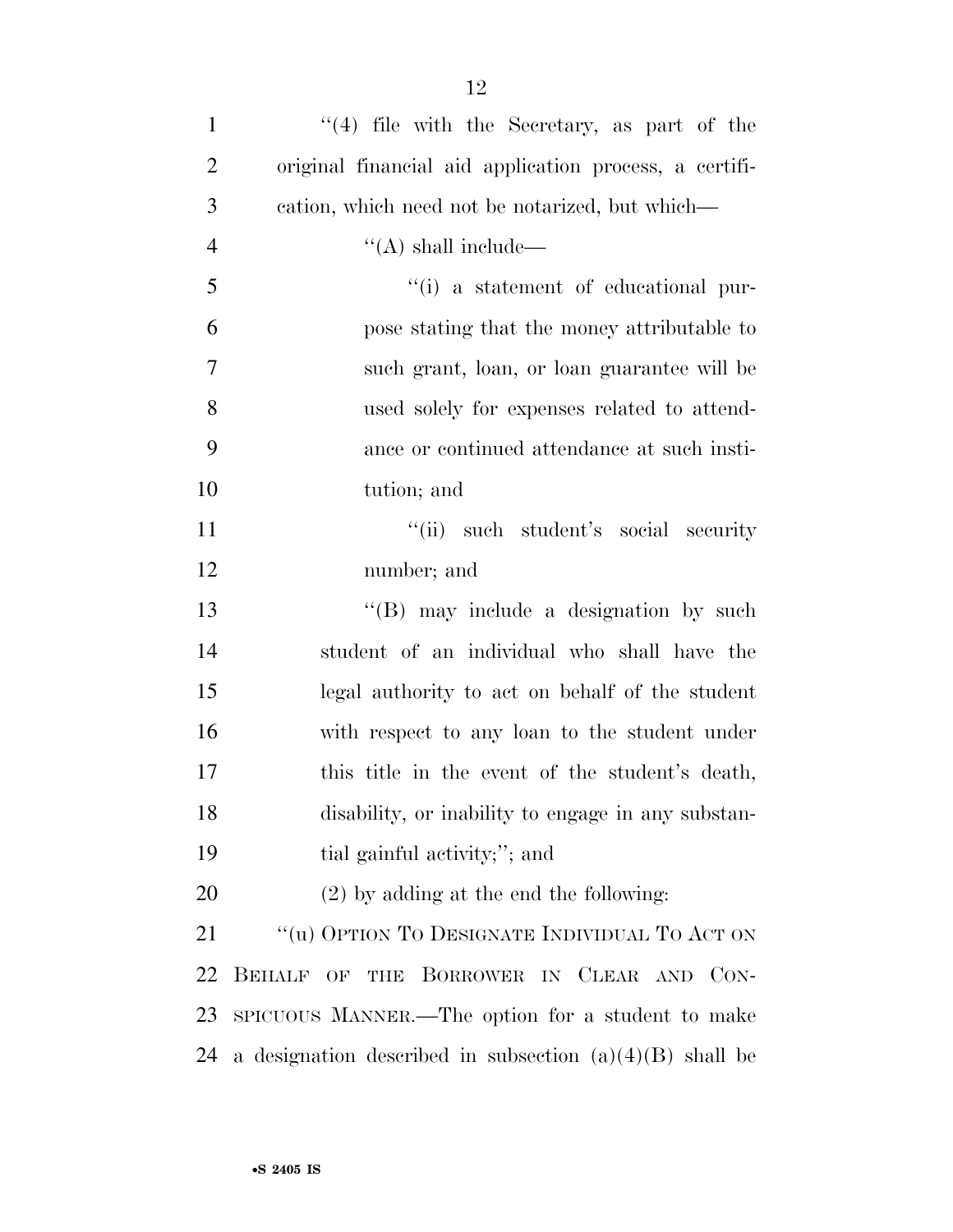''(4) file with the Secretary, as part of the original financial aid application process, a certification, which need not be notarized, but which—

''(A) shall include—

''(i) a statement of educational purpose stating that the money attributable to such grant, loan, or loan guarantee will be used solely for expenses related to attendance or continued attendance at such institution; and

''(ii) such student's social security number; and

''(B) may include a designation by such student of an individual who shall have the legal authority to act on behalf of the student with respect to any loan to the student under this title in the event of the student's death, disability, or inability to engage in any substantial gainful activity;''; and

(2) by adding at the end the following:

''(u) OPTION TO DESIGNATE INDIVIDUAL TO ACT ON BEHALF OF THE BORROWER IN CLEAR AND CONSPICUOUS MANNER.—The option for a student to make a designation described in subsection (a)(4)(B) shall be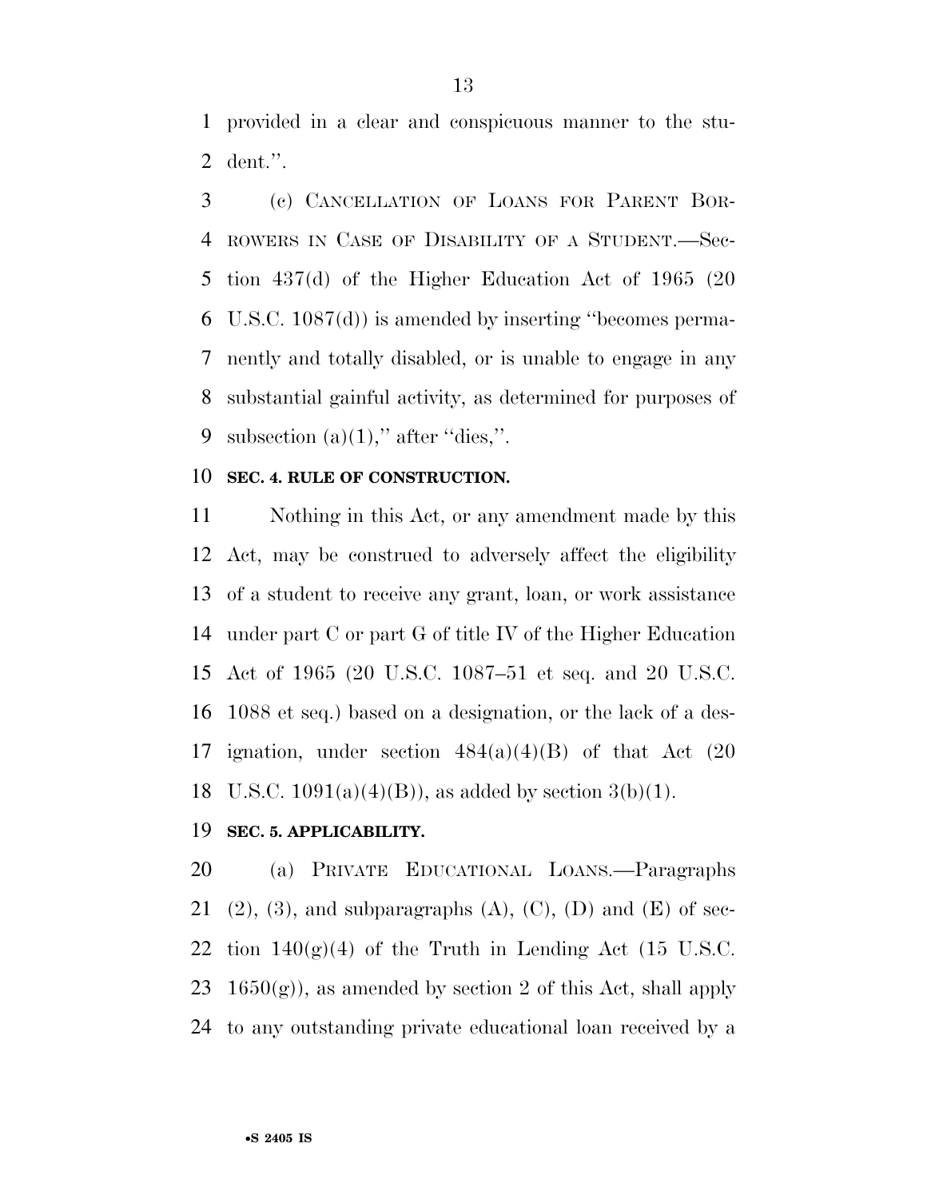provided in a clear and conspicuous manner to the student.''.

(c) CANCELLATION OF LOANS FOR PARENT BORROWERS IN CASE OF DISABILITY OF A STUDENT.—Section 437(d) of the Higher Education Act of 1965 (20 U.S.C. 1087(d)) is amended by inserting ''becomes permanently and totally disabled, or is unable to engage in any substantial gainful activity, as determined for purposes of subsection (a)(1),'' after ''dies,''.

**SEC. 4. RULE OF CONSTRUCTION.**

Nothing in this Act, or any amendment made by this Act, may be construed to adversely affect the eligibility of a student to receive any grant, loan, or work assistance under part C or part G of title IV of the Higher Education Act of 1965 (20 U.S.C. 1087–51 et seq. and 20 U.S.C. 1088 et seq.) based on a designation, or the lack of a designation, under section 484(a)(4)(B) of that Act (20 U.S.C. 1091(a)(4)(B)), as added by section 3(b)(1).

**SEC. 5. APPLICABILITY.**

(a) PRIVATE EDUCATIONAL LOANS.—Paragraphs (2), (3), and subparagraphs (A), (C), (D) and (E) of section 140(g)(4) of the Truth in Lending Act (15 U.S.C. 1650(g)), as amended by section 2 of this Act, shall apply to any outstanding private educational loan received by a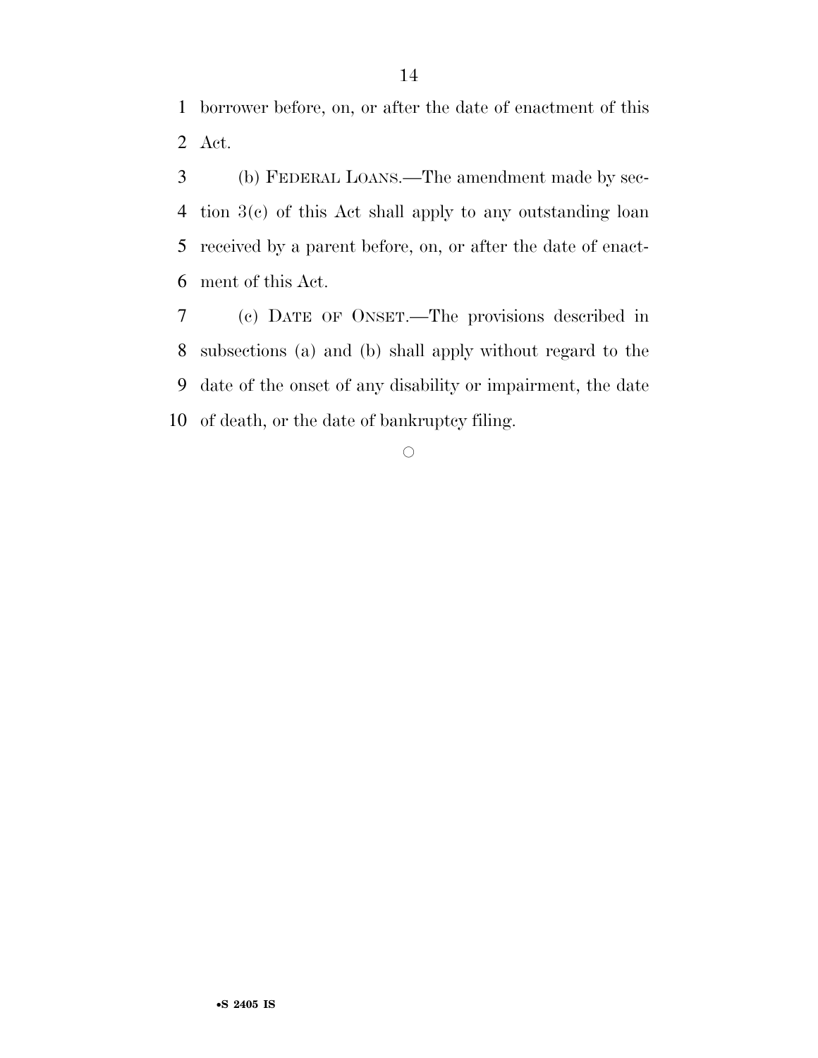borrower before, on, or after the date of enactment of this Act.

(b) FEDERAL LOANS.—The amendment made by section 3(c) of this Act shall apply to any outstanding loan received by a parent before, on, or after the date of enactment of this Act.

(c) DATE OF ONSET.—The provisions described in subsections (a) and (b) shall apply without regard to the date of the onset of any disability or impairment, the date of death, or the date of bankruptcy filing.

○